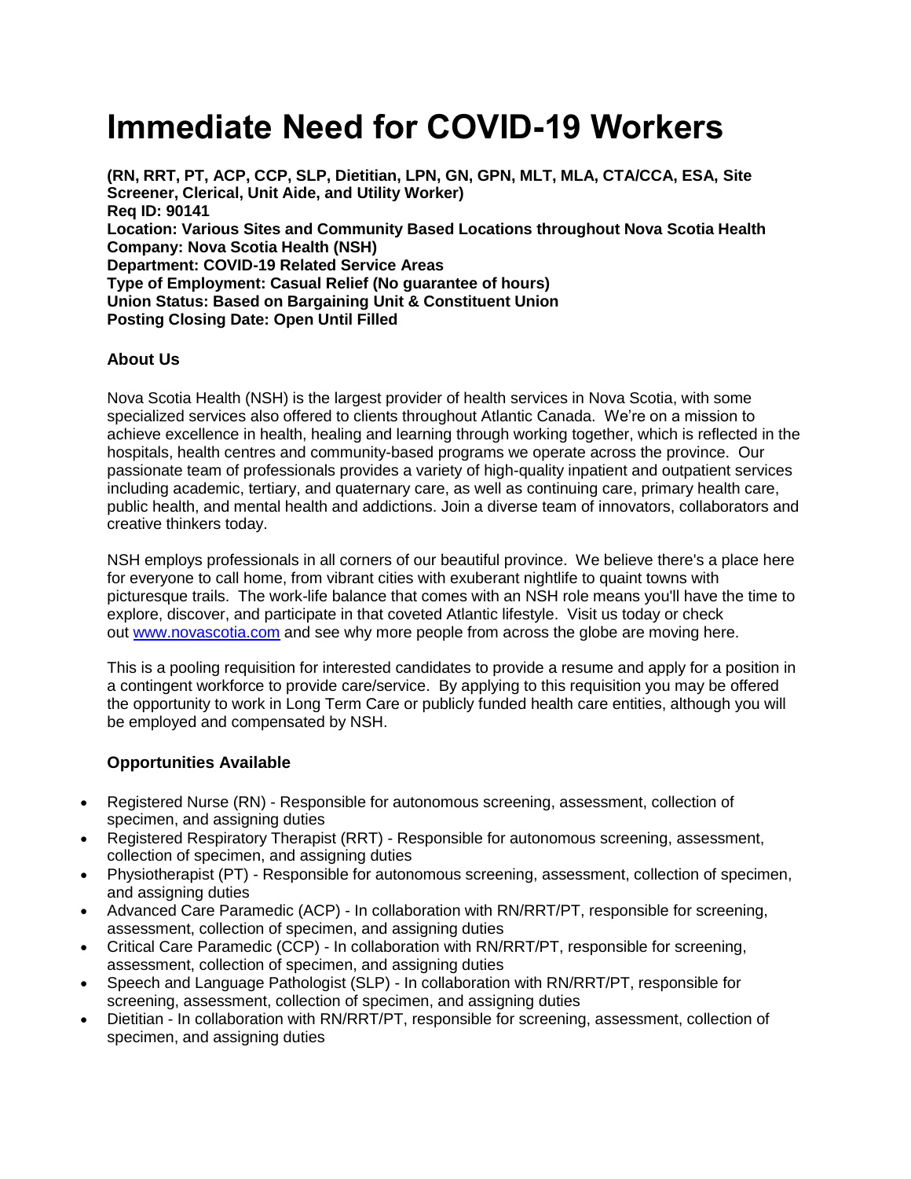# Immediate Need for COVID-19 Workers

**(RN, RRT, PT, ACP, CCP, SLP, Dietitian, LPN, GN, GPN, MLT, MLA, CTA/CCA, ESA, Site Screener, Clerical, Unit Aide, and Utility Worker)**
**Req ID: 90141**
**Location: Various Sites and Community Based Locations throughout Nova Scotia Health**
**Company: Nova Scotia Health (NSH)**
**Department: COVID-19 Related Service Areas**
**Type of Employment: Casual Relief (No guarantee of hours)**
**Union Status: Based on Bargaining Unit & Constituent Union**
**Posting Closing Date: Open Until Filled**

### About Us

Nova Scotia Health (NSH) is the largest provider of health services in Nova Scotia, with some specialized services also offered to clients throughout Atlantic Canada. We're on a mission to achieve excellence in health, healing and learning through working together, which is reflected in the hospitals, health centres and community-based programs we operate across the province. Our passionate team of professionals provides a variety of high-quality inpatient and outpatient services including academic, tertiary, and quaternary care, as well as continuing care, primary health care, public health, and mental health and addictions. Join a diverse team of innovators, collaborators and creative thinkers today.

NSH employs professionals in all corners of our beautiful province. We believe there's a place here for everyone to call home, from vibrant cities with exuberant nightlife to quaint towns with picturesque trails. The work-life balance that comes with an NSH role means you'll have the time to explore, discover, and participate in that coveted Atlantic lifestyle. Visit us today or check out [www.novascotia.com](http://www.novascotia.com) and see why more people from across the globe are moving here.

This is a pooling requisition for interested candidates to provide a resume and apply for a position in a contingent workforce to provide care/service. By applying to this requisition you may be offered the opportunity to work in Long Term Care or publicly funded health care entities, although you will be employed and compensated by NSH.

### Opportunities Available

- Registered Nurse (RN) - Responsible for autonomous screening, assessment, collection of specimen, and assigning duties
- Registered Respiratory Therapist (RRT) - Responsible for autonomous screening, assessment, collection of specimen, and assigning duties
- Physiotherapist (PT) - Responsible for autonomous screening, assessment, collection of specimen, and assigning duties
- Advanced Care Paramedic (ACP) - In collaboration with RN/RRT/PT, responsible for screening, assessment, collection of specimen, and assigning duties
- Critical Care Paramedic (CCP) - In collaboration with RN/RRT/PT, responsible for screening, assessment, collection of specimen, and assigning duties
- Speech and Language Pathologist (SLP) - In collaboration with RN/RRT/PT, responsible for screening, assessment, collection of specimen, and assigning duties
- Dietitian - In collaboration with RN/RRT/PT, responsible for screening, assessment, collection of specimen, and assigning duties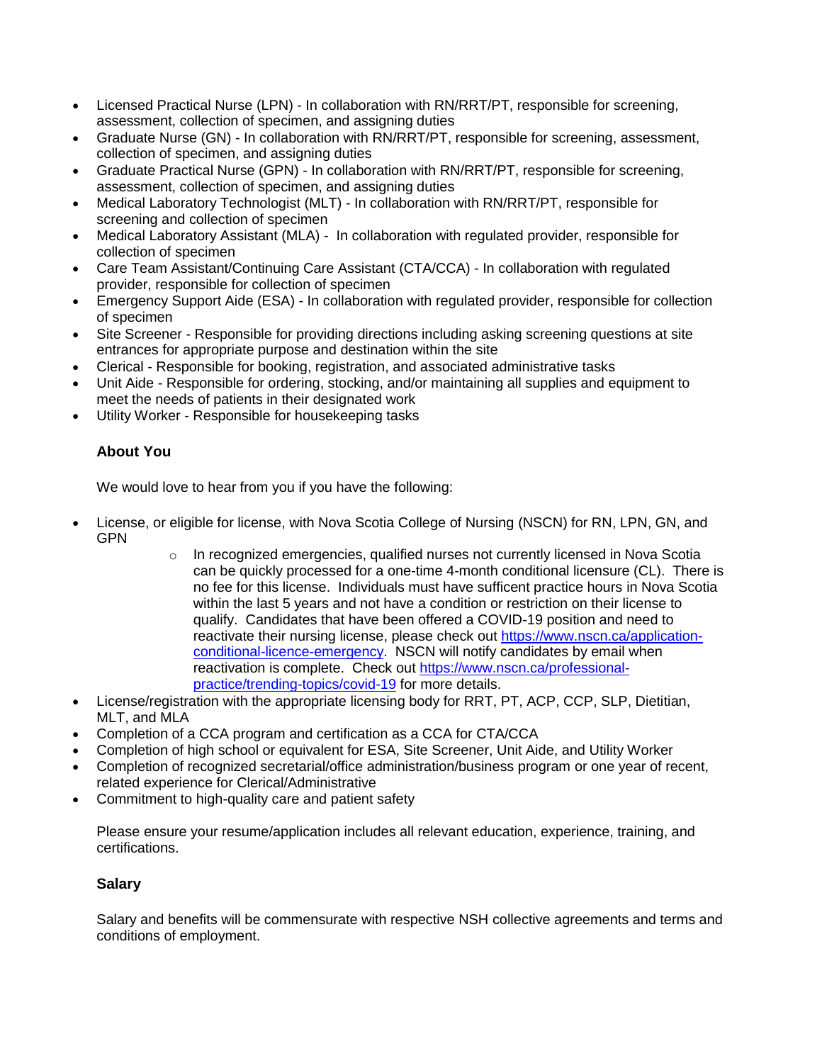- Licensed Practical Nurse (LPN) - In collaboration with RN/RRT/PT, responsible for screening, assessment, collection of specimen, and assigning duties
- Graduate Nurse (GN) - In collaboration with RN/RRT/PT, responsible for screening, assessment, collection of specimen, and assigning duties
- Graduate Practical Nurse (GPN) - In collaboration with RN/RRT/PT, responsible for screening, assessment, collection of specimen, and assigning duties
- Medical Laboratory Technologist (MLT) - In collaboration with RN/RRT/PT, responsible for screening and collection of specimen
- Medical Laboratory Assistant (MLA) - In collaboration with regulated provider, responsible for collection of specimen
- Care Team Assistant/Continuing Care Assistant (CTA/CCA) - In collaboration with regulated provider, responsible for collection of specimen
- Emergency Support Aide (ESA) - In collaboration with regulated provider, responsible for collection of specimen
- Site Screener - Responsible for providing directions including asking screening questions at site entrances for appropriate purpose and destination within the site
- Clerical - Responsible for booking, registration, and associated administrative tasks
- Unit Aide - Responsible for ordering, stocking, and/or maintaining all supplies and equipment to meet the needs of patients in their designated work
- Utility Worker - Responsible for housekeeping tasks

## About You

We would love to hear from you if you have the following:

- License, or eligible for license, with Nova Scotia College of Nursing (NSCN) for RN, LPN, GN, and GPN
    - In recognized emergencies, qualified nurses not currently licensed in Nova Scotia can be quickly processed for a one-time 4-month conditional licensure (CL). There is no fee for this license. Individuals must have sufficent practice hours in Nova Scotia within the last 5 years and not have a condition or restriction on their license to qualify. Candidates that have been offered a COVID-19 position and need to reactivate their nursing license, please check out [https://www.nscn.ca/application-conditional-licence-emergency](https://www.nscn.ca/application-conditional-licence-emergency). NSCN will notify candidates by email when reactivation is complete. Check out [https://www.nscn.ca/professional-practice/trending-topics/covid-19](https://www.nscn.ca/professional-practice/trending-topics/covid-19) for more details.
- License/registration with the appropriate licensing body for RRT, PT, ACP, CCP, SLP, Dietitian, MLT, and MLA
- Completion of a CCA program and certification as a CCA for CTA/CCA
- Completion of high school or equivalent for ESA, Site Screener, Unit Aide, and Utility Worker
- Completion of recognized secretarial/office administration/business program or one year of recent, related experience for Clerical/Administrative
- Commitment to high-quality care and patient safety

Please ensure your resume/application includes all relevant education, experience, training, and certifications.

## Salary

Salary and benefits will be commensurate with respective NSH collective agreements and terms and conditions of employment.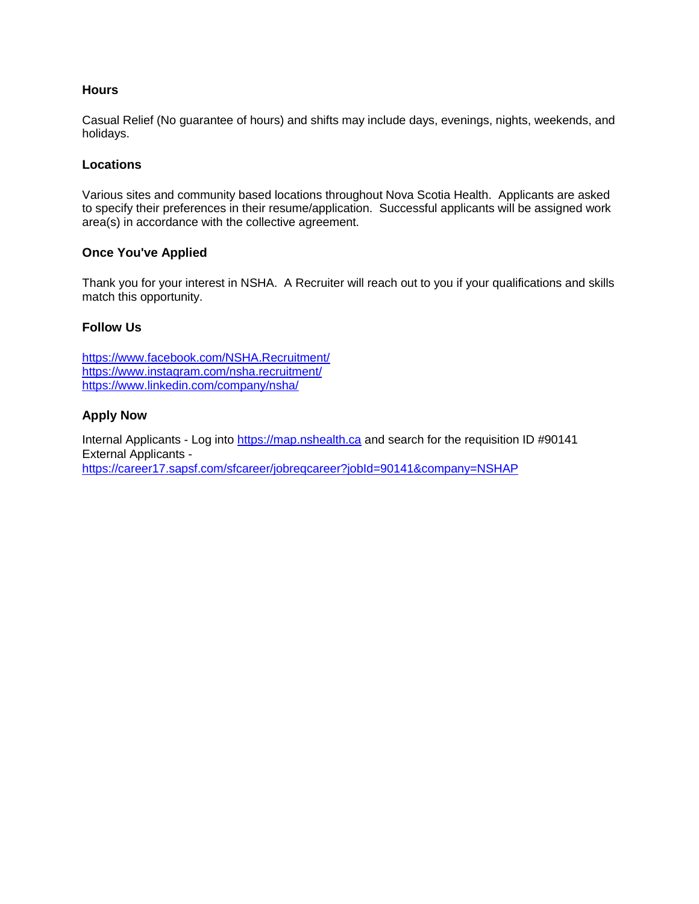### Hours

Casual Relief (No guarantee of hours) and shifts may include days, evenings, nights, weekends, and holidays.

### Locations

Various sites and community based locations throughout Nova Scotia Health. Applicants are asked to specify their preferences in their resume/application. Successful applicants will be assigned work area(s) in accordance with the collective agreement.

### Once You've Applied

Thank you for your interest in NSHA. A Recruiter will reach out to you if your qualifications and skills match this opportunity.

### Follow Us

https://www.facebook.com/NSHA.Recruitment/
https://www.instagram.com/nsha.recruitment/
https://www.linkedin.com/company/nsha/

### Apply Now

Internal Applicants - Log into https://map.nshealth.ca and search for the requisition ID #90141
External Applicants -
https://career17.sapsf.com/sfcareer/jobreqcareer?jobId=90141&company=NSHAP